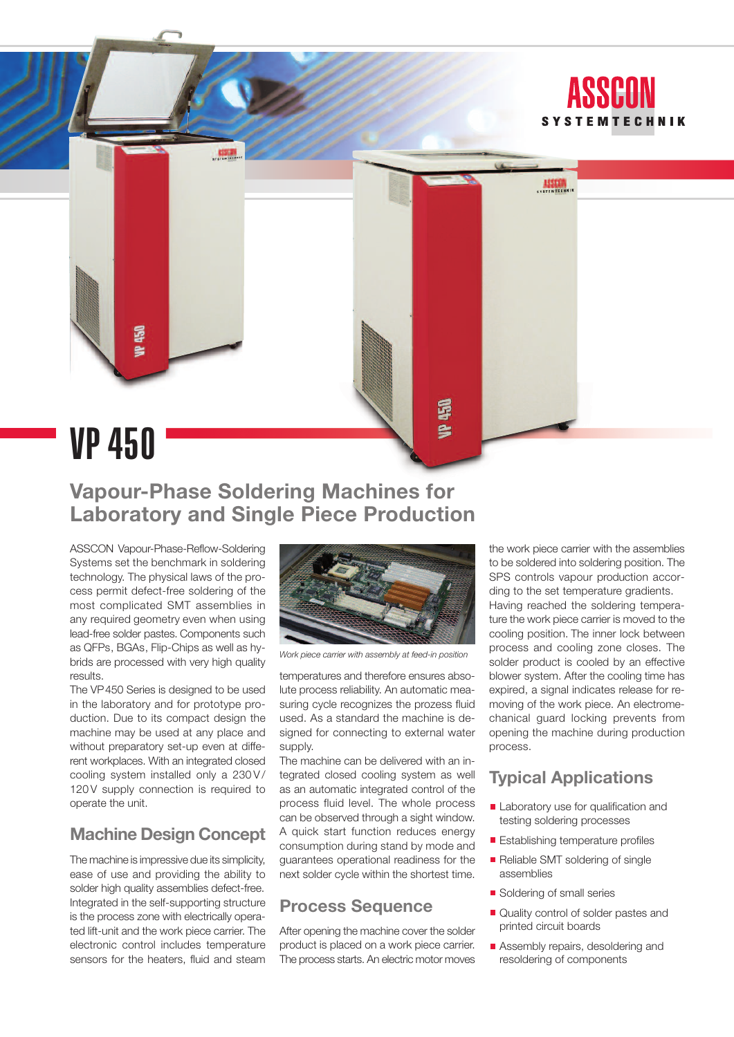ASSCON
SYSTEMTECHNIK

# VP 450

## Vapour-Phase Soldering Machines for Laboratory and Single Piece Production

ASSCON Vapour-Phase-Reflow-Soldering Systems set the benchmark in soldering technology. The physical laws of the process permit defect-free soldering of the most complicated SMT assemblies in any required geometry even when using lead-free solder pastes. Components such as QFPs, BGAs, Flip-Chips as well as hybrids are processed with very high quality results.

The VP450 Series is designed to be used in the laboratory and for prototype production. Due to its compact design the machine may be used at any place and without preparatory set-up even at different workplaces. With an integrated closed cooling system installed only a 230 V/ 120 V supply connection is required to operate the unit.

### Machine Design Concept

The machine is impressive due its simplicity, ease of use and providing the ability to solder high quality assemblies defect-free. Integrated in the self-supporting structure is the process zone with electrically operated lift-unit and the work piece carrier. The electronic control includes temperature sensors for the heaters, fluid and steam temperatures and therefore ensures absolute process reliability. An automatic measuring cycle recognizes the prozess fluid used. As a standard the machine is designed for connecting to external water supply.

*Work piece carrier with assembly at feed-in position*

The machine can be delivered with an integrated closed cooling system as well as an automatic integrated control of the process fluid level. The whole process can be observed through a sight window. A quick start function reduces energy consumption during stand by mode and guarantees operational readiness for the next solder cycle within the shortest time.

### Process Sequence

After opening the machine cover the solder product is placed on a work piece carrier. The process starts. An electric motor moves the work piece carrier with the assemblies to be soldered into soldering position. The SPS controls vapour production according to the set temperature gradients. Having reached the soldering temperature the work piece carrier is moved to the cooling position. The inner lock between process and cooling zone closes. The solder product is cooled by an effective blower system. After the cooling time has expired, a signal indicates release for removing of the work piece. An electromechanical guard locking prevents from opening the machine during production process.

### Typical Applications

- Laboratory use for qualification and testing soldering processes
- Establishing temperature profiles
- Reliable SMT soldering of single assemblies
- Soldering of small series
- Quality control of solder pastes and printed circuit boards
- Assembly repairs, desoldering and resoldering of components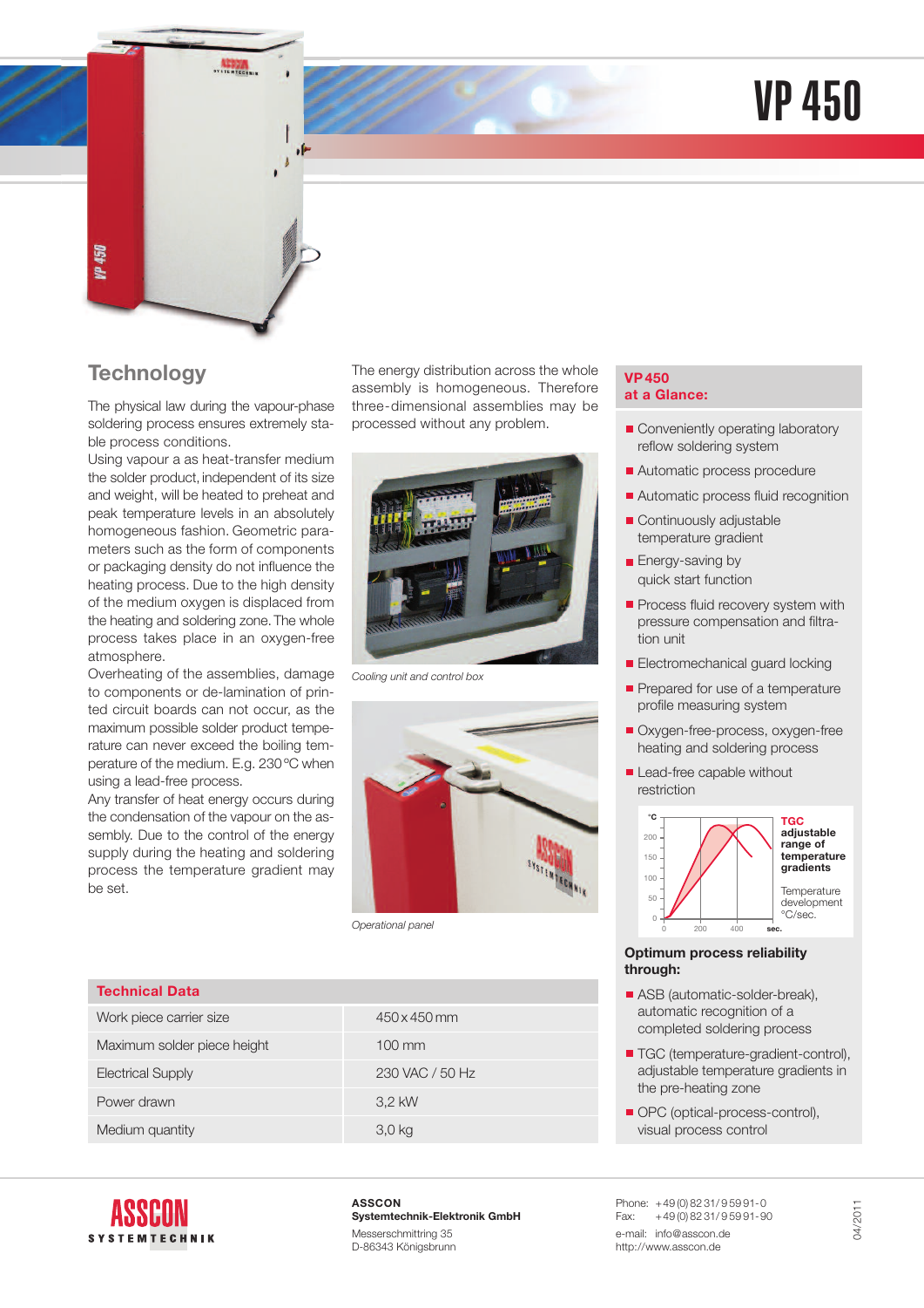# VP 450

## Technology

The physical law during the vapour-phase soldering process ensures extremely stable process conditions.
Using vapour a as heat-transfer medium the solder product, independent of its size and weight, will be heated to preheat and peak temperature levels in an absolutely homogeneous fashion. Geometric parameters such as the form of components or packaging density do not influence the heating process. Due to the high density of the medium oxygen is displaced from the heating and soldering zone. The whole process takes place in an oxygen-free atmosphere.
Overheating of the assemblies, damage to components or de-lamination of printed circuit boards can not occur, as the maximum possible solder product temperature can never exceed the boiling temperature of the medium. E.g. 230 °C when using a lead-free process.
Any transfer of heat energy occurs during the condensation of the vapour on the assembly. Due to the control of the energy supply during the heating and soldering process the temperature gradient may be set.

The energy distribution across the whole assembly is homogeneous. Therefore three-dimensional assemblies may be processed without any problem.

*Cooling unit and control box*

*Operational panel*

### Technical Data

| | |
|---|---|
| Work piece carrier size | 450 x 450 mm |
| Maximum solder piece height | 100 mm |
| Electrical Supply | 230 VAC / 50 Hz |
| Power drawn | 3,2 kW |
| Medium quantity | 3,0 kg |

### VP 450 at a Glance:

- Conveniently operating laboratory reflow soldering system
- Automatic process procedure
- Automatic process fluid recognition
- Continuously adjustable temperature gradient
- Energy-saving by quick start function
- Process fluid recovery system with pressure compensation and filtration unit
- Electromechanical guard locking
- Prepared for use of a temperature profile measuring system
- Oxygen-free-process, oxygen-free heating and soldering process
- Lead-free capable without restriction

°C
200
150
100
50
0
0
200
400
sec.

**TGC adjustable range of temperature gradients**

Temperature development °C/sec.

**Optimum process reliability through:**

- ASB (automatic-solder-break), automatic recognition of a completed soldering process
- TGC (temperature-gradient-control), adjustable temperature gradients in the pre-heating zone
- OPC (optical-process-control), visual process control

ASSCON SYSTEMTECHNIK

**ASSCON**
**Systemtechnik-Elektronik GmbH**
Messerschmittring 35
D-86343 Königsbrunn

Phone: +49 (0) 82 31 / 9 59 91 - 0
Fax: +49 (0) 82 31 / 9 59 91 - 90
e-mail: info@asscon.de
http://www.asscon.de

04/2011